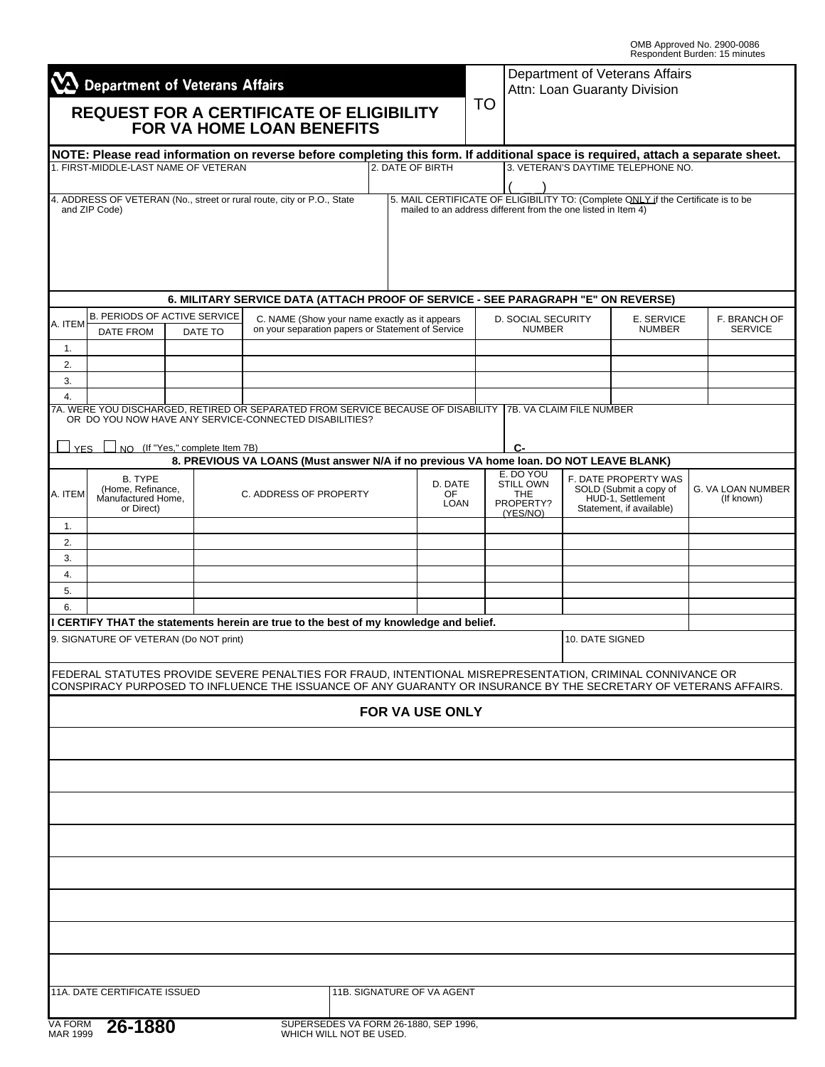OMB Approved No. 2900-0086
Respondent Burden: 15 minutes

**Department of Veterans Affairs**

# REQUEST FOR A CERTIFICATE OF ELIGIBILITY FOR VA HOME LOAN BENEFITS

TO: Department of Veterans Affairs
Attn: Loan Guaranty Division

**NOTE: Please read information on reverse before completing this form. If additional space is required, attach a separate sheet.**

| 1. FIRST-MIDDLE-LAST NAME OF VETERAN | 2. DATE OF BIRTH | 3. VETERAN'S DAYTIME TELEPHONE NO. |
|---|---|---|
| | | ( ) |

| 4. ADDRESS OF VETERAN (No., street or rural route, city or P.O., State and ZIP Code) | 5. MAIL CERTIFICATE OF ELIGIBILITY TO: (Complete ONLY if the Certificate is to be mailed to an address different from the one listed in Item 4) |
|---|---|
| | |

**6. MILITARY SERVICE DATA (ATTACH PROOF OF SERVICE - SEE PARAGRAPH "E" ON REVERSE)**

| A. ITEM | B. PERIODS OF ACTIVE SERVICE | | C. NAME (Show your name exactly as it appears on your separation papers or Statement of Service | D. SOCIAL SECURITY NUMBER | E. SERVICE NUMBER | F. BRANCH OF SERVICE |
|---|---|---|---|---|---|---|
| | DATE FROM | DATE TO | | | | |
| 1. | | | | | | |
| 2. | | | | | | |
| 3. | | | | | | |
| 4. | | | | | | |

| 7A. WERE YOU DISCHARGED, RETIRED OR SEPARATED FROM SERVICE BECAUSE OF DISABILITY OR DO YOU NOW HAVE ANY SERVICE-CONNECTED DISABILITIES? | 7B. VA CLAIM FILE NUMBER |
|---|---|
| ☐ YES ☐ NO (If "Yes," complete Item 7B) | C- |

**8. PREVIOUS VA LOANS (Must answer N/A if no previous VA home loan. DO NOT LEAVE BLANK)**

| A. ITEM | B. TYPE (Home, Refinance, Manufactured Home, or Direct) | C. ADDRESS OF PROPERTY | D. DATE OF LOAN | E. DO YOU STILL OWN THE PROPERTY? (YES/NO) | F. DATE PROPERTY WAS SOLD (Submit a copy of HUD-1, Settlement Statement, if available) | G. VA LOAN NUMBER (If known) |
|---|---|---|---|---|---|---|
| 1. | | | | | | |
| 2. | | | | | | |
| 3. | | | | | | |
| 4. | | | | | | |
| 5. | | | | | | |
| 6. | | | | | | |

**I CERTIFY THAT the statements herein are true to the best of my knowledge and belief.**

| 9. SIGNATURE OF VETERAN (Do NOT print) | 10. DATE SIGNED |
|---|---|
| | |

FEDERAL STATUTES PROVIDE SEVERE PENALTIES FOR FRAUD, INTENTIONAL MISREPRESENTATION, CRIMINAL CONNIVANCE OR CONSPIRACY PURPOSED TO INFLUENCE THE ISSUANCE OF ANY GUARANTY OR INSURANCE BY THE SECRETARY OF VETERANS AFFAIRS.

## FOR VA USE ONLY

| 11A. DATE CERTIFICATE ISSUED | 11B. SIGNATURE OF VA AGENT |
|---|---|
| | |

VA FORM MAR 1999 **26-1880**

SUPERSEDES VA FORM 26-1880, SEP 1996, WHICH WILL NOT BE USED.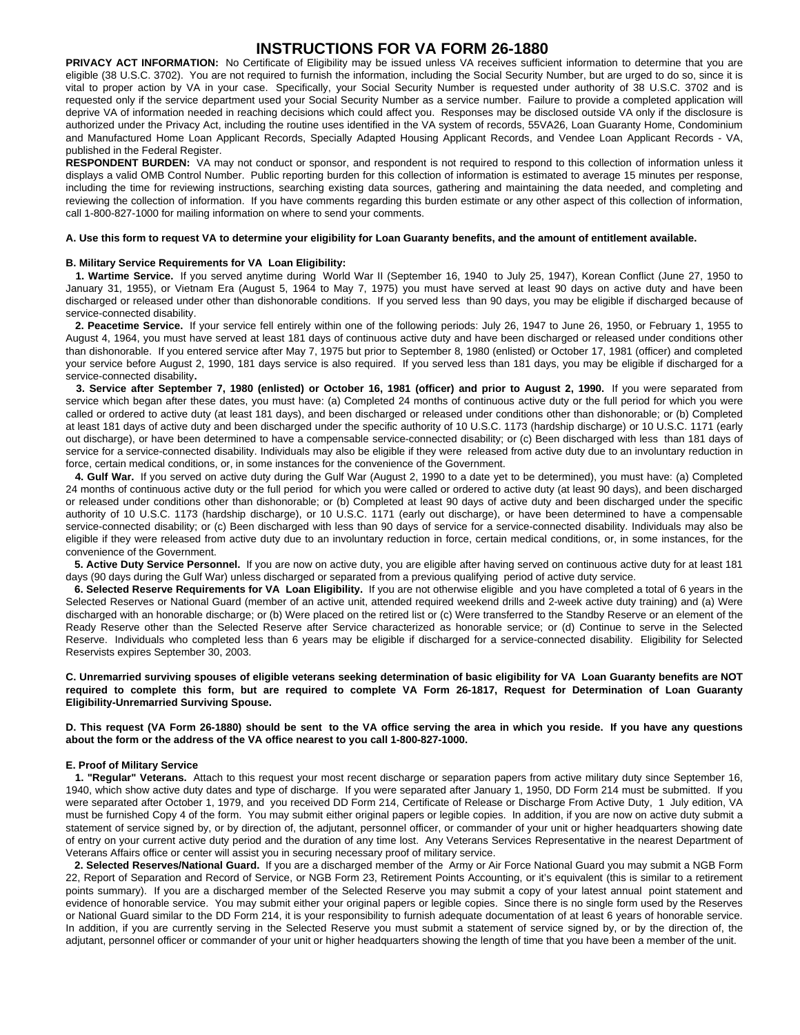# INSTRUCTIONS FOR VA FORM 26-1880

**PRIVACY ACT INFORMATION:** No Certificate of Eligibility may be issued unless VA receives sufficient information to determine that you are eligible (38 U.S.C. 3702). You are not required to furnish the information, including the Social Security Number, but are urged to do so, since it is vital to proper action by VA in your case. Specifically, your Social Security Number is requested under authority of 38 U.S.C. 3702 and is requested only if the service department used your Social Security Number as a service number. Failure to provide a completed application will deprive VA of information needed in reaching decisions which could affect you. Responses may be disclosed outside VA only if the disclosure is authorized under the Privacy Act, including the routine uses identified in the VA system of records, 55VA26, Loan Guaranty Home, Condominium and Manufactured Home Loan Applicant Records, Specially Adapted Housing Applicant Records, and Vendee Loan Applicant Records - VA, published in the Federal Register.

**RESPONDENT BURDEN:** VA may not conduct or sponsor, and respondent is not required to respond to this collection of information unless it displays a valid OMB Control Number. Public reporting burden for this collection of information is estimated to average 15 minutes per response, including the time for reviewing instructions, searching existing data sources, gathering and maintaining the data needed, and completing and reviewing the collection of information. If you have comments regarding this burden estimate or any other aspect of this collection of information, call 1-800-827-1000 for mailing information on where to send your comments.

**A. Use this form to request VA to determine your eligibility for Loan Guaranty benefits, and the amount of entitlement available.**

**B. Military Service Requirements for VA Loan Eligibility:**

**1. Wartime Service.** If you served anytime during World War II (September 16, 1940 to July 25, 1947), Korean Conflict (June 27, 1950 to January 31, 1955), or Vietnam Era (August 5, 1964 to May 7, 1975) you must have served at least 90 days on active duty and have been discharged or released under other than dishonorable conditions. If you served less than 90 days, you may be eligible if discharged because of service-connected disability.

**2. Peacetime Service.** If your service fell entirely within one of the following periods: July 26, 1947 to June 26, 1950, or February 1, 1955 to August 4, 1964, you must have served at least 181 days of continuous active duty and have been discharged or released under conditions other than dishonorable. If you entered service after May 7, 1975 but prior to September 8, 1980 (enlisted) or October 17, 1981 (officer) and completed your service before August 2, 1990, 181 days service is also required. If you served less than 181 days, you may be eligible if discharged for a service-connected disability**.**

**3. Service after September 7, 1980 (enlisted) or October 16, 1981 (officer) and prior to August 2, 1990.** If you were separated from service which began after these dates, you must have: (a) Completed 24 months of continuous active duty or the full period for which you were called or ordered to active duty (at least 181 days), and been discharged or released under conditions other than dishonorable; or (b) Completed at least 181 days of active duty and been discharged under the specific authority of 10 U.S.C. 1173 (hardship discharge) or 10 U.S.C. 1171 (early out discharge), or have been determined to have a compensable service-connected disability; or (c) Been discharged with less than 181 days of service for a service-connected disability. Individuals may also be eligible if they were released from active duty due to an involuntary reduction in force, certain medical conditions, or, in some instances for the convenience of the Government.

**4. Gulf War.** If you served on active duty during the Gulf War (August 2, 1990 to a date yet to be determined), you must have: (a) Completed 24 months of continuous active duty or the full period for which you were called or ordered to active duty (at least 90 days), and been discharged or released under conditions other than dishonorable; or (b) Completed at least 90 days of active duty and been discharged under the specific authority of 10 U.S.C. 1173 (hardship discharge), or 10 U.S.C. 1171 (early out discharge), or have been determined to have a compensable service-connected disability; or (c) Been discharged with less than 90 days of service for a service-connected disability. Individuals may also be eligible if they were released from active duty due to an involuntary reduction in force, certain medical conditions, or, in some instances, for the convenience of the Government.

**5. Active Duty Service Personnel.** If you are now on active duty, you are eligible after having served on continuous active duty for at least 181 days (90 days during the Gulf War) unless discharged or separated from a previous qualifying period of active duty service.

**6. Selected Reserve Requirements for VA Loan Eligibility.** If you are not otherwise eligible and you have completed a total of 6 years in the Selected Reserves or National Guard (member of an active unit, attended required weekend drills and 2-week active duty training) and (a) Were discharged with an honorable discharge; or (b) Were placed on the retired list or (c) Were transferred to the Standby Reserve or an element of the Ready Reserve other than the Selected Reserve after Service characterized as honorable service; or (d) Continue to serve in the Selected Reserve. Individuals who completed less than 6 years may be eligible if discharged for a service-connected disability. Eligibility for Selected Reservists expires September 30, 2003.

**C. Unremarried surviving spouses of eligible veterans seeking determination of basic eligibility for VA Loan Guaranty benefits are NOT required to complete this form, but are required to complete VA Form 26-1817, Request for Determination of Loan Guaranty Eligibility-Unremarried Surviving Spouse.**

**D. This request (VA Form 26-1880) should be sent to the VA office serving the area in which you reside. If you have any questions about the form or the address of the VA office nearest to you call 1-800-827-1000.**

**E. Proof of Military Service**

**1. "Regular" Veterans.** Attach to this request your most recent discharge or separation papers from active military duty since September 16, 1940, which show active duty dates and type of discharge. If you were separated after January 1, 1950, DD Form 214 must be submitted. If you were separated after October 1, 1979, and you received DD Form 214, Certificate of Release or Discharge From Active Duty, 1 July edition, VA must be furnished Copy 4 of the form. You may submit either original papers or legible copies. In addition, if you are now on active duty submit a statement of service signed by, or by direction of, the adjutant, personnel officer, or commander of your unit or higher headquarters showing date of entry on your current active duty period and the duration of any time lost. Any Veterans Services Representative in the nearest Department of Veterans Affairs office or center will assist you in securing necessary proof of military service.

**2. Selected Reserves/National Guard.** If you are a discharged member of the Army or Air Force National Guard you may submit a NGB Form 22, Report of Separation and Record of Service, or NGB Form 23, Retirement Points Accounting, or it's equivalent (this is similar to a retirement points summary). If you are a discharged member of the Selected Reserve you may submit a copy of your latest annual point statement and evidence of honorable service. You may submit either your original papers or legible copies. Since there is no single form used by the Reserves or National Guard similar to the DD Form 214, it is your responsibility to furnish adequate documentation of at least 6 years of honorable service. In addition, if you are currently serving in the Selected Reserve you must submit a statement of service signed by, or by the direction of, the adjutant, personnel officer or commander of your unit or higher headquarters showing the length of time that you have been a member of the unit.